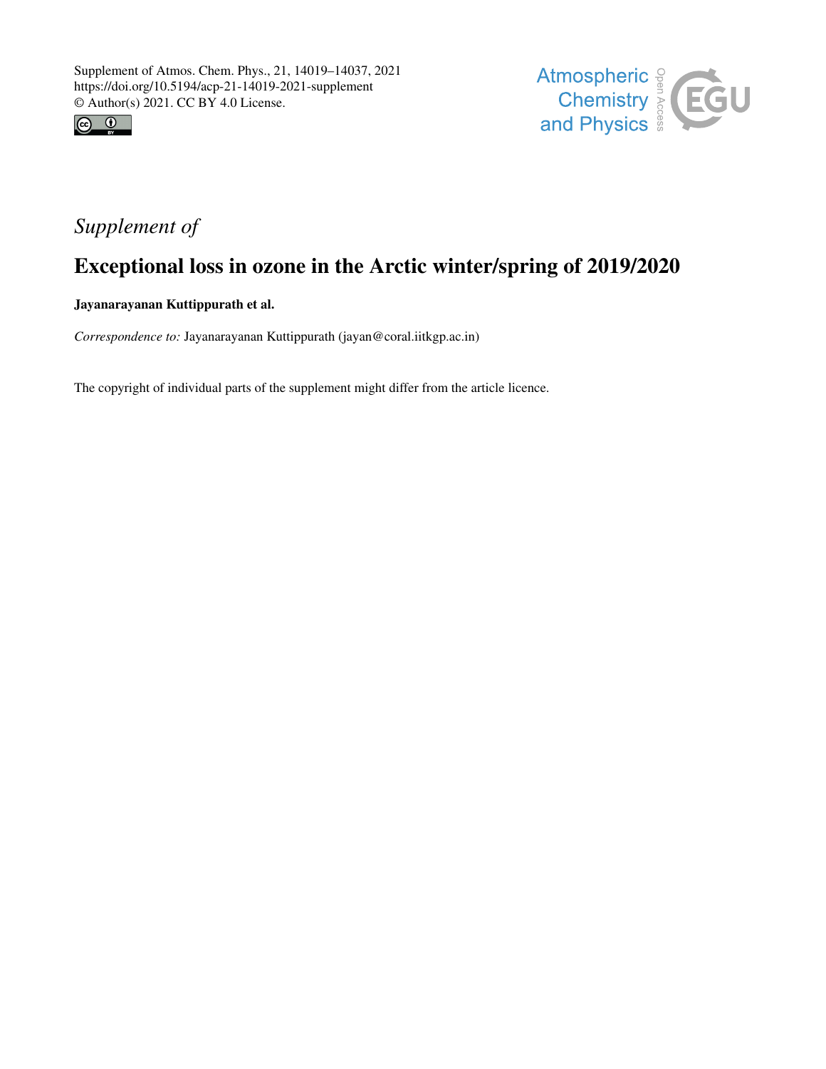Supplement of Atmos. Chem. Phys., 21, 14019–14037, 2021
https://doi.org/10.5194/acp-21-14019-2021-supplement
© Author(s) 2021. CC BY 4.0 License.

*Supplement of*

# Exceptional loss in ozone in the Arctic winter/spring of 2019/2020

**Jayanarayanan Kuttippurath et al.**

*Correspondence to:* Jayanarayanan Kuttippurath (jayan@coral.iitkgp.ac.in)

The copyright of individual parts of the supplement might differ from the article licence.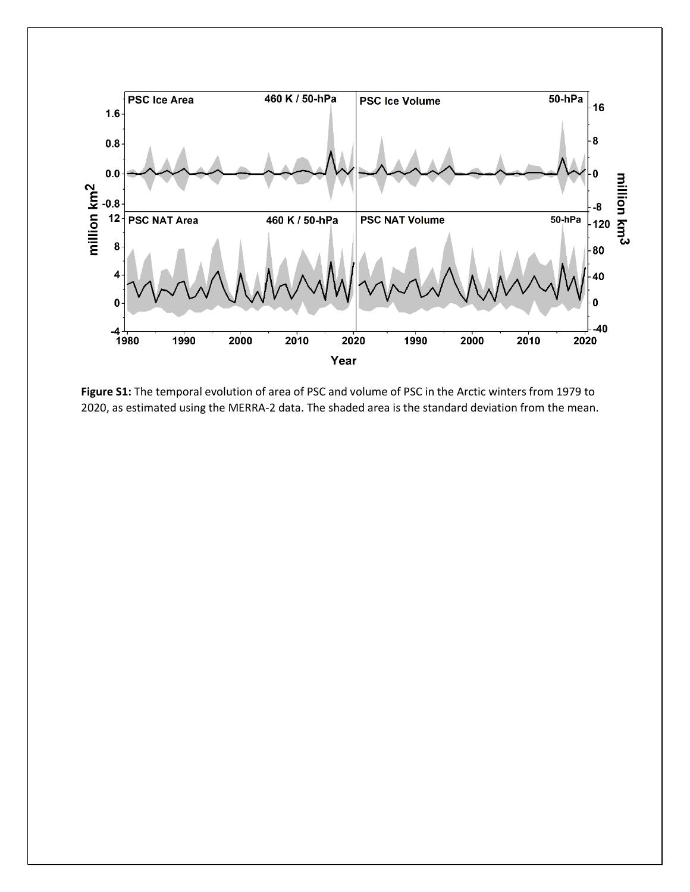**Figure S1:** The temporal evolution of area of PSC and volume of PSC in the Arctic winters from 1979 to 2020, as estimated using the MERRA-2 data. The shaded area is the standard deviation from the mean.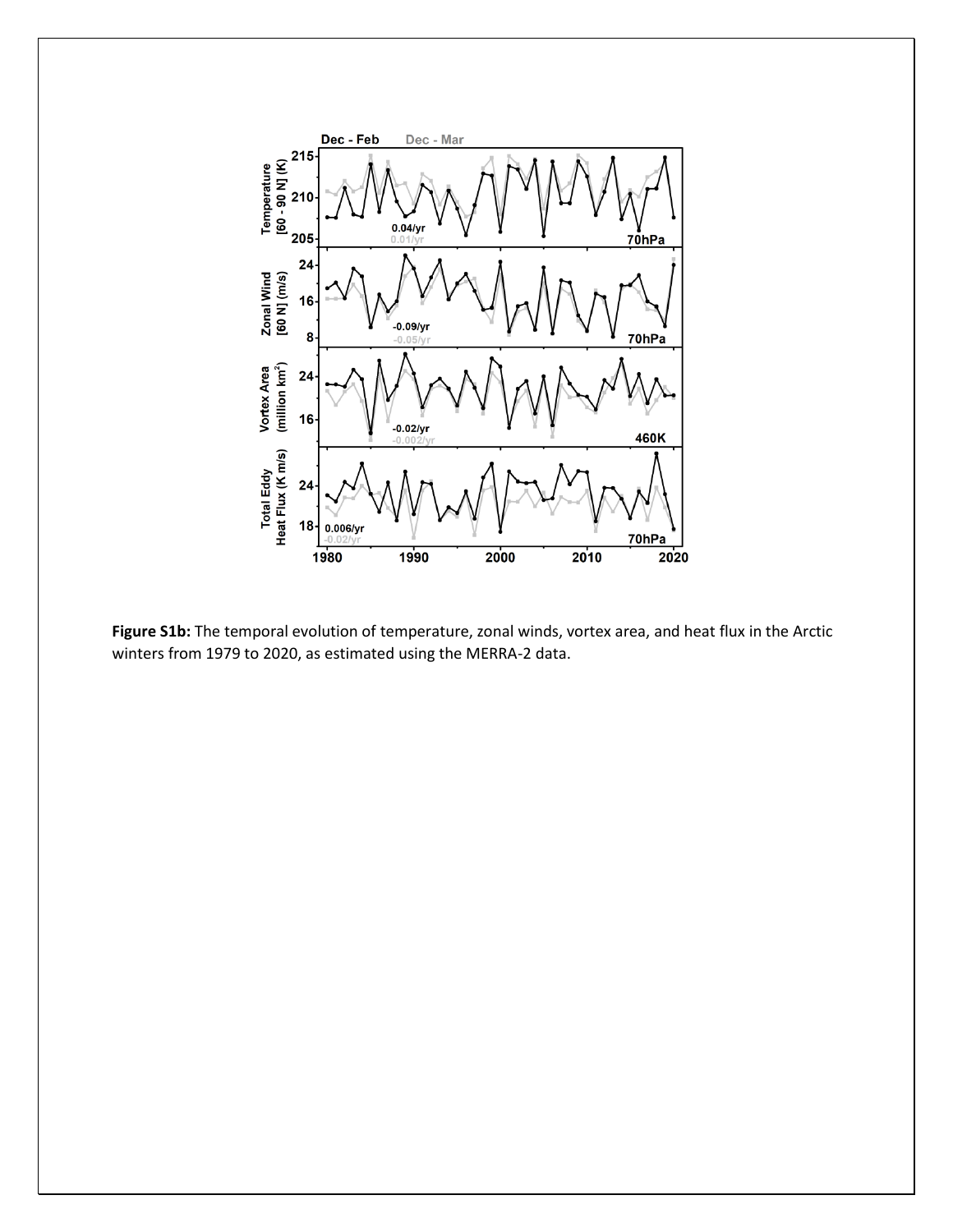**Figure S1b:** The temporal evolution of temperature, zonal winds, vortex area, and heat flux in the Arctic winters from 1979 to 2020, as estimated using the MERRA-2 data.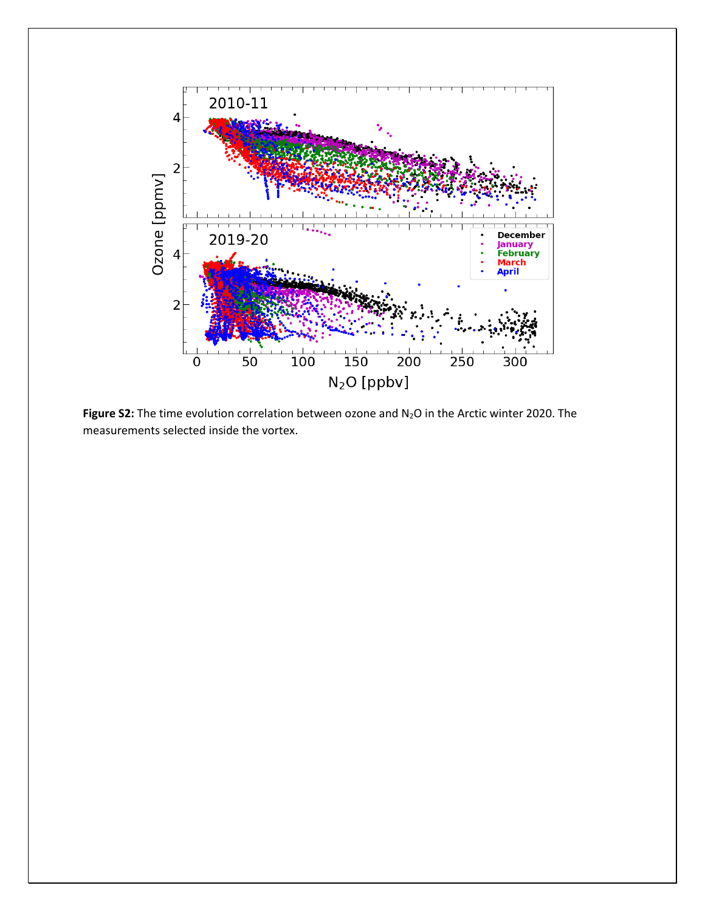**Figure S2:** The time evolution correlation between ozone and $N_2O$ in the Arctic winter 2020. The measurements selected inside the vortex.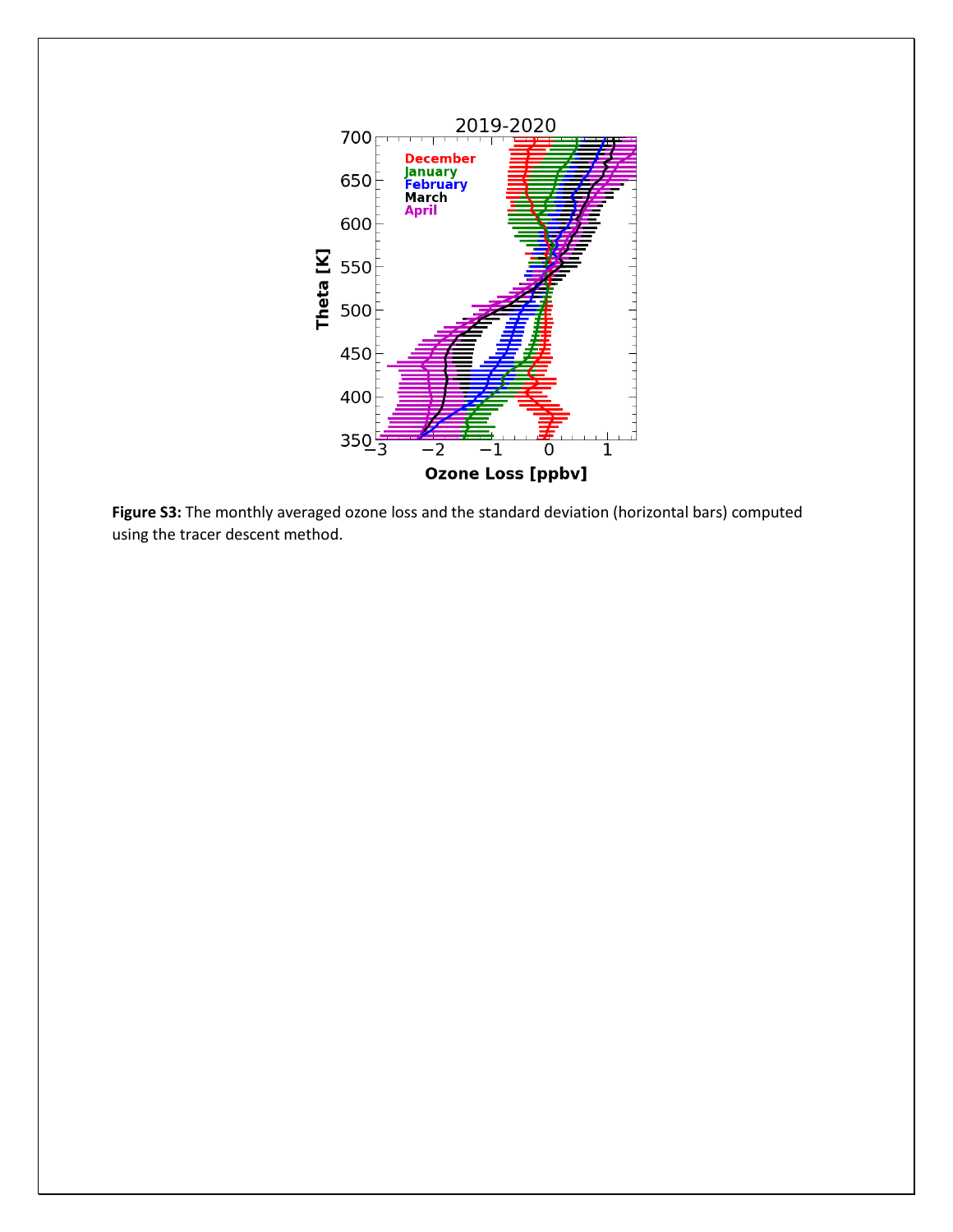**Figure S3:** The monthly averaged ozone loss and the standard deviation (horizontal bars) computed using the tracer descent method.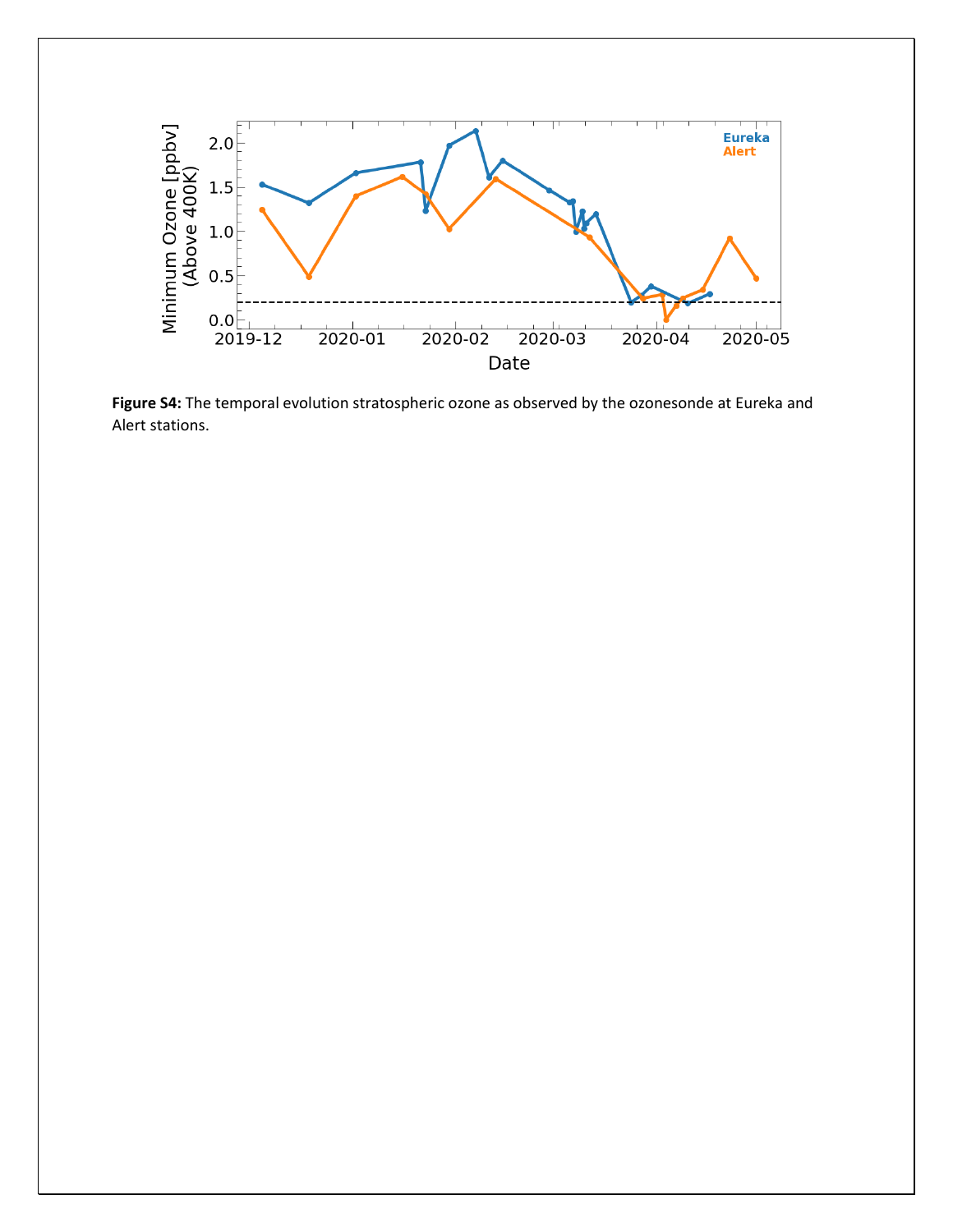**Figure S4:** The temporal evolution stratospheric ozone as observed by the ozonesonde at Eureka and Alert stations.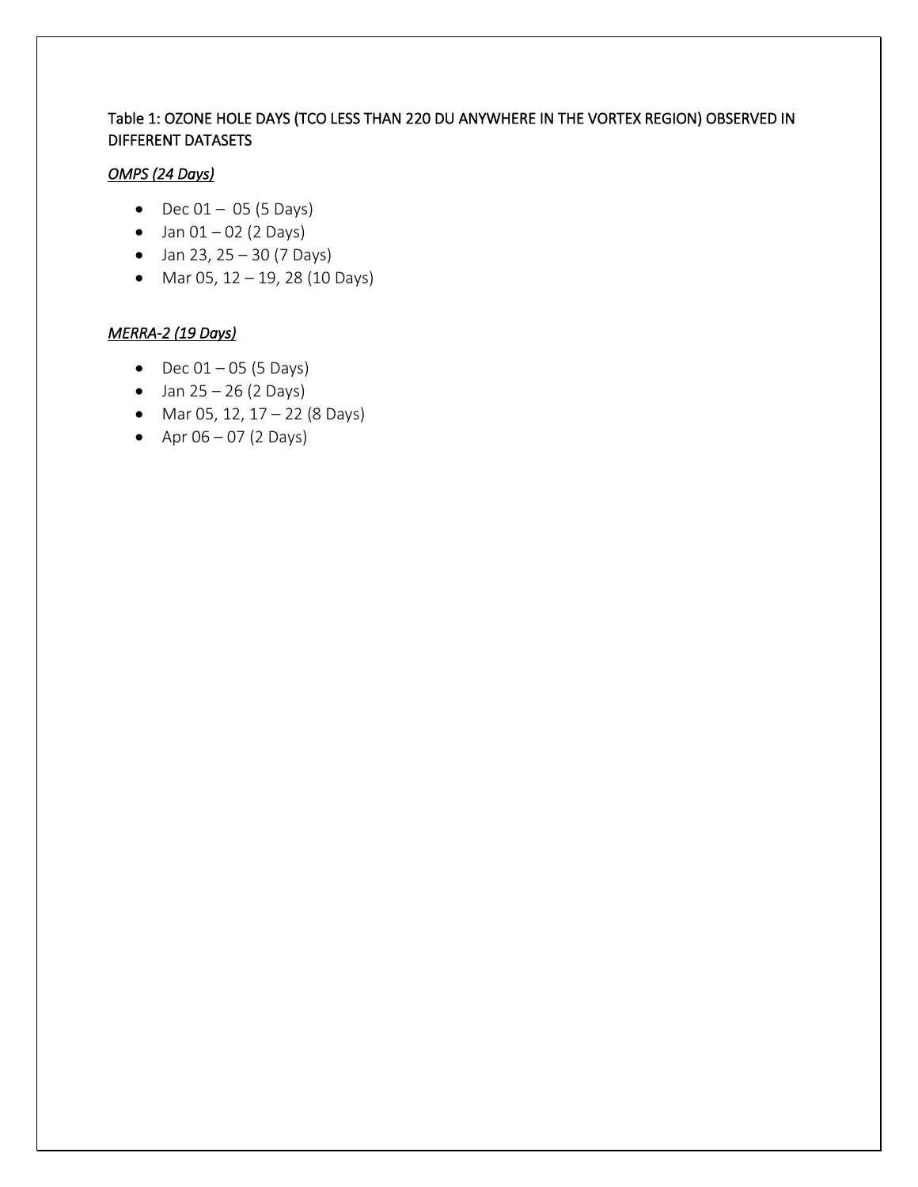Table 1: OZONE HOLE DAYS (TCO LESS THAN 220 DU ANYWHERE IN THE VORTEX REGION) OBSERVED IN DIFFERENT DATASETS

*OMPS (24 Days)*

- Dec 01 – 05 (5 Days)
- Jan 01 – 02 (2 Days)
- Jan 23, 25 – 30 (7 Days)
- Mar 05, 12 – 19, 28 (10 Days)

*MERRA-2 (19 Days)*

- Dec 01 – 05 (5 Days)
- Jan 25 – 26 (2 Days)
- Mar 05, 12, 17 – 22 (8 Days)
- Apr 06 – 07 (2 Days)